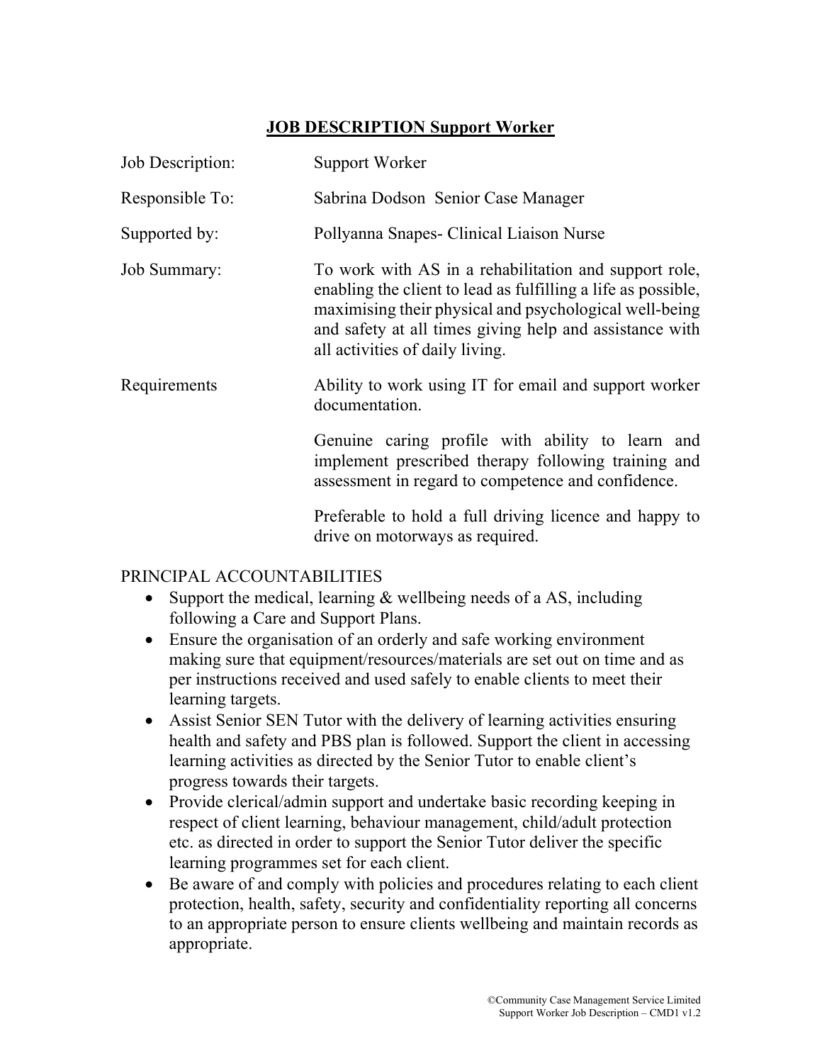# JOB DESCRIPTION Support Worker

| | |
|---|---|
| Job Description: | Support Worker |
| Responsible To: | Sabrina Dodson Senior Case Manager |
| Supported by: | Pollyanna Snapes- Clinical Liaison Nurse |
| Job Summary: | To work with AS in a rehabilitation and support role, enabling the client to lead as fulfilling a life as possible, maximising their physical and psychological well-being and safety at all times giving help and assistance with all activities of daily living. |
| Requirements | Ability to work using IT for email and support worker documentation.<br><br>Genuine caring profile with ability to learn and implement prescribed therapy following training and assessment in regard to competence and confidence.<br><br>Preferable to hold a full driving licence and happy to drive on motorways as required. |

## PRINCIPAL ACCOUNTABILITIES

- Support the medical, learning & wellbeing needs of a AS, including following a Care and Support Plans.
- Ensure the organisation of an orderly and safe working environment making sure that equipment/resources/materials are set out on time and as per instructions received and used safely to enable clients to meet their learning targets.
- Assist Senior SEN Tutor with the delivery of learning activities ensuring health and safety and PBS plan is followed. Support the client in accessing learning activities as directed by the Senior Tutor to enable client's progress towards their targets.
- Provide clerical/admin support and undertake basic recording keeping in respect of client learning, behaviour management, child/adult protection etc. as directed in order to support the Senior Tutor deliver the specific learning programmes set for each client.
- Be aware of and comply with policies and procedures relating to each client protection, health, safety, security and confidentiality reporting all concerns to an appropriate person to ensure clients wellbeing and maintain records as appropriate.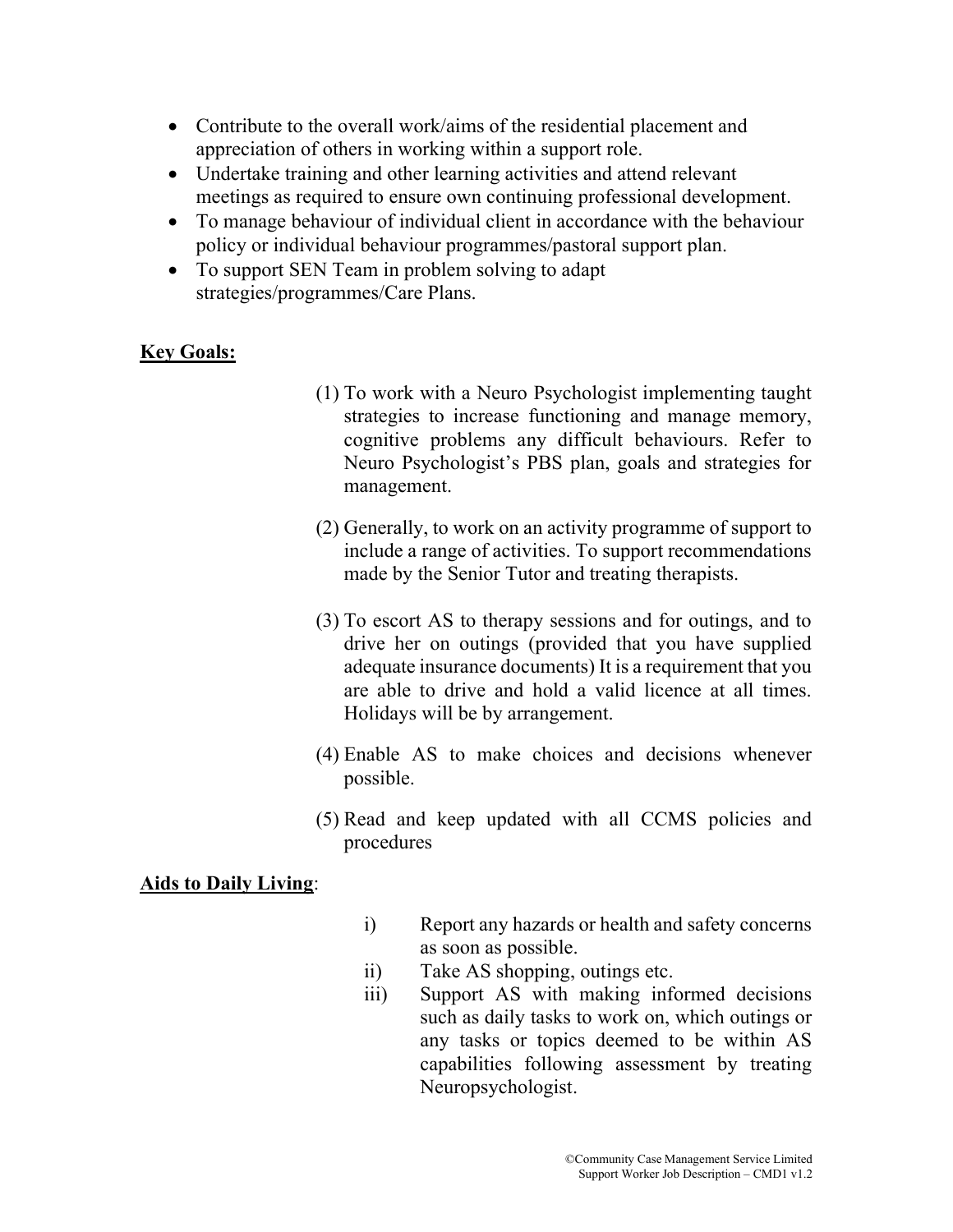- Contribute to the overall work/aims of the residential placement and appreciation of others in working within a support role.
- Undertake training and other learning activities and attend relevant meetings as required to ensure own continuing professional development.
- To manage behaviour of individual client in accordance with the behaviour policy or individual behaviour programmes/pastoral support plan.
- To support SEN Team in problem solving to adapt strategies/programmes/Care Plans.

**Key Goals:**

(1) To work with a Neuro Psychologist implementing taught strategies to increase functioning and manage memory, cognitive problems any difficult behaviours. Refer to Neuro Psychologist's PBS plan, goals and strategies for management.

(2) Generally, to work on an activity programme of support to include a range of activities. To support recommendations made by the Senior Tutor and treating therapists.

(3) To escort AS to therapy sessions and for outings, and to drive her on outings (provided that you have supplied adequate insurance documents) It is a requirement that you are able to drive and hold a valid licence at all times. Holidays will be by arrangement.

(4) Enable AS to make choices and decisions whenever possible.

(5) Read and keep updated with all CCMS policies and procedures

**Aids to Daily Living**:

i) Report any hazards or health and safety concerns as soon as possible.
ii) Take AS shopping, outings etc.
iii) Support AS with making informed decisions such as daily tasks to work on, which outings or any tasks or topics deemed to be within AS capabilities following assessment by treating Neuropsychologist.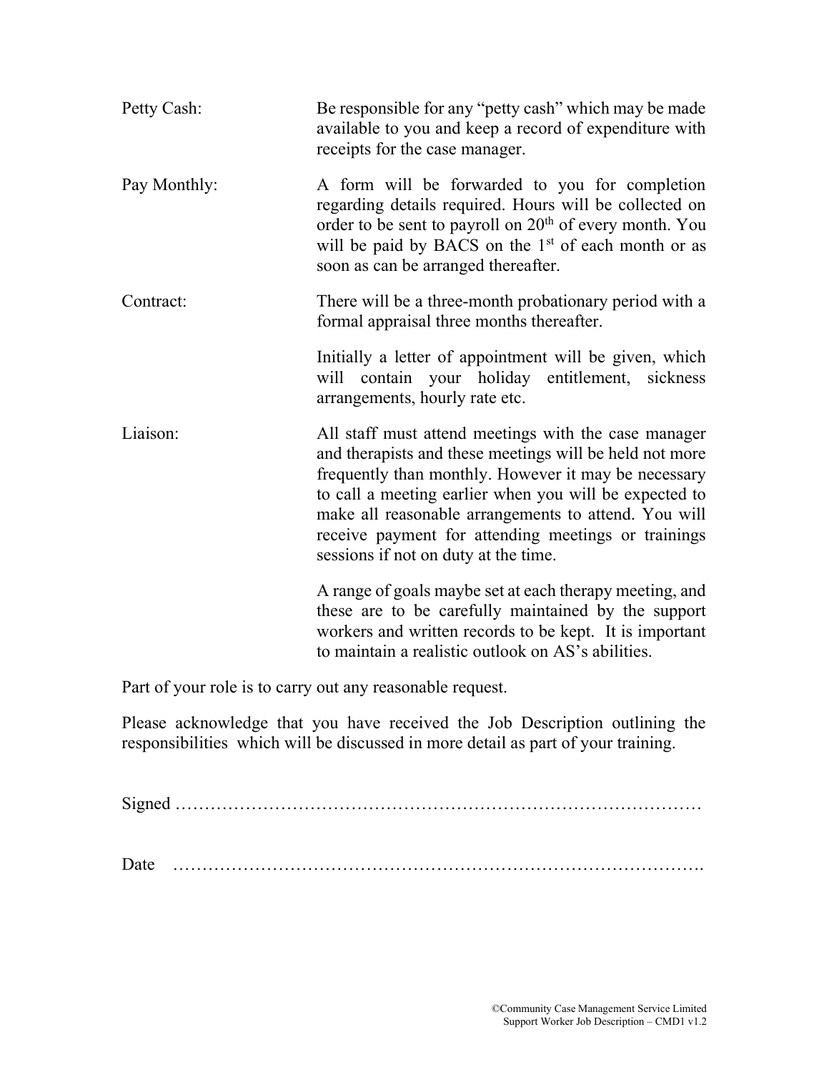| | |
|---|---|
| Petty Cash: | Be responsible for any "petty cash" which may be made available to you and keep a record of expenditure with receipts for the case manager. |
| Pay Monthly: | A form will be forwarded to you for completion regarding details required. Hours will be collected on order to be sent to payroll on 20th of every month. You will be paid by BACS on the 1st of each month or as soon as can be arranged thereafter. |
| Contract: | There will be a three-month probationary period with a formal appraisal three months thereafter.<br><br>Initially a letter of appointment will be given, which will contain your holiday entitlement, sickness arrangements, hourly rate etc. |
| Liaison: | All staff must attend meetings with the case manager and therapists and these meetings will be held not more frequently than monthly. However it may be necessary to call a meeting earlier when you will be expected to make all reasonable arrangements to attend. You will receive payment for attending meetings or trainings sessions if not on duty at the time.<br><br>A range of goals maybe set at each therapy meeting, and these are to be carefully maintained by the support workers and written records to be kept. It is important to maintain a realistic outlook on AS's abilities. |

Part of your role is to carry out any reasonable request.

Please acknowledge that you have received the Job Description outlining the responsibilities which will be discussed in more detail as part of your training.

Signed ………………………………………………………………………………

Date ……………………………………………………………………………….

©Community Case Management Service Limited
Support Worker Job Description – CMD1 v1.2